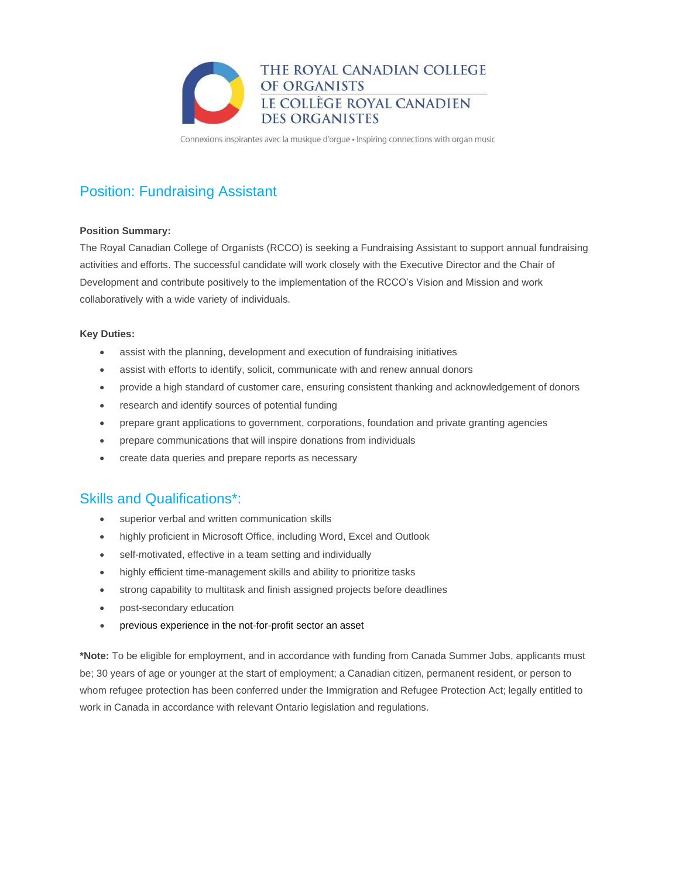THE ROYAL CANADIAN COLLEGE OF ORGANISTS
LE COLLÈGE ROYAL CANADIEN DES ORGANISTES

Connexions inspirantes avec la musique d'orgue • Inspiring connections with organ music

## Position: Fundraising Assistant

**Position Summary:**
The Royal Canadian College of Organists (RCCO) is seeking a Fundraising Assistant to support annual fundraising activities and efforts. The successful candidate will work closely with the Executive Director and the Chair of Development and contribute positively to the implementation of the RCCO's Vision and Mission and work collaboratively with a wide variety of individuals.

**Key Duties:**

- assist with the planning, development and execution of fundraising initiatives
- assist with efforts to identify, solicit, communicate with and renew annual donors
- provide a high standard of customer care, ensuring consistent thanking and acknowledgement of donors
- research and identify sources of potential funding
- prepare grant applications to government, corporations, foundation and private granting agencies
- prepare communications that will inspire donations from individuals
- create data queries and prepare reports as necessary

## Skills and Qualifications*:

- superior verbal and written communication skills
- highly proficient in Microsoft Office, including Word, Excel and Outlook
- self-motivated, effective in a team setting and individually
- highly efficient time-management skills and ability to prioritize tasks
- strong capability to multitask and finish assigned projects before deadlines
- post-secondary education
- previous experience in the not-for-profit sector an asset

***Note:** To be eligible for employment, and in accordance with funding from Canada Summer Jobs, applicants must be; 30 years of age or younger at the start of employment; a Canadian citizen, permanent resident, or person to whom refugee protection has been conferred under the Immigration and Refugee Protection Act; legally entitled to work in Canada in accordance with relevant Ontario legislation and regulations.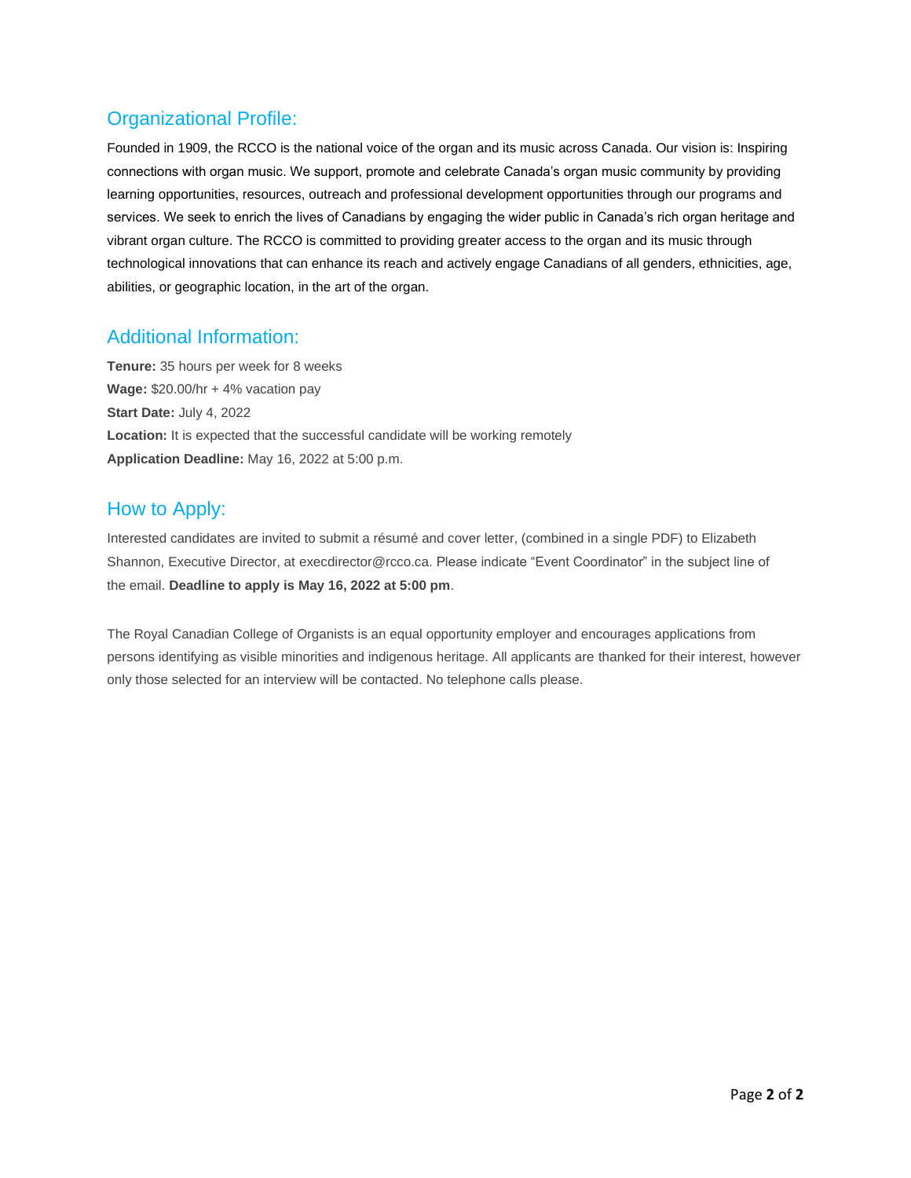## Organizational Profile:

Founded in 1909, the RCCO is the national voice of the organ and its music across Canada. Our vision is: Inspiring connections with organ music. We support, promote and celebrate Canada's organ music community by providing learning opportunities, resources, outreach and professional development opportunities through our programs and services. We seek to enrich the lives of Canadians by engaging the wider public in Canada's rich organ heritage and vibrant organ culture. The RCCO is committed to providing greater access to the organ and its music through technological innovations that can enhance its reach and actively engage Canadians of all genders, ethnicities, age, abilities, or geographic location, in the art of the organ.

## Additional Information:

**Tenure:** 35 hours per week for 8 weeks
**Wage:** $20.00/hr + 4% vacation pay
**Start Date:** July 4, 2022
**Location:** It is expected that the successful candidate will be working remotely
**Application Deadline:** May 16, 2022 at 5:00 p.m.

## How to Apply:

Interested candidates are invited to submit a résumé and cover letter, (combined in a single PDF) to Elizabeth Shannon, Executive Director, at execdirector@rcco.ca. Please indicate "Event Coordinator" in the subject line of the email. **Deadline to apply is May 16, 2022 at 5:00 pm**.

The Royal Canadian College of Organists is an equal opportunity employer and encourages applications from persons identifying as visible minorities and indigenous heritage. All applicants are thanked for their interest, however only those selected for an interview will be contacted. No telephone calls please.